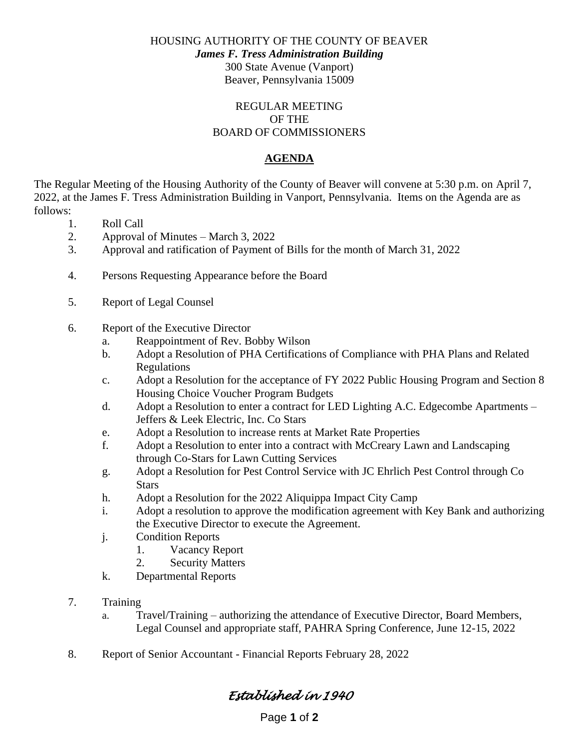HOUSING AUTHORITY OF THE COUNTY OF BEAVER
***James F. Tress Administration Building***
300 State Avenue (Vanport)
Beaver, Pennsylvania 15009

REGULAR MEETING
OF THE
BOARD OF COMMISSIONERS

## AGENDA

The Regular Meeting of the Housing Authority of the County of Beaver will convene at 5:30 p.m. on April 7, 2022, at the James F. Tress Administration Building in Vanport, Pennsylvania. Items on the Agenda are as follows:

1. Roll Call
2. Approval of Minutes – March 3, 2022
3. Approval and ratification of Payment of Bills for the month of March 31, 2022
4. Persons Requesting Appearance before the Board
5. Report of Legal Counsel
6. Report of the Executive Director
   a. Reappointment of Rev. Bobby Wilson
   b. Adopt a Resolution of PHA Certifications of Compliance with PHA Plans and Related Regulations
   c. Adopt a Resolution for the acceptance of FY 2022 Public Housing Program and Section 8 Housing Choice Voucher Program Budgets
   d. Adopt a Resolution to enter a contract for LED Lighting A.C. Edgecombe Apartments – Jeffers & Leek Electric, Inc. Co Stars
   e. Adopt a Resolution to increase rents at Market Rate Properties
   f. Adopt a Resolution to enter into a contract with McCreary Lawn and Landscaping through Co-Stars for Lawn Cutting Services
   g. Adopt a Resolution for Pest Control Service with JC Ehrlich Pest Control through Co Stars
   h. Adopt a Resolution for the 2022 Aliquippa Impact City Camp
   i. Adopt a resolution to approve the modification agreement with Key Bank and authorizing the Executive Director to execute the Agreement.
   j. Condition Reports
      1. Vacancy Report
      2. Security Matters
   k. Departmental Reports
7. Training
   a. Travel/Training – authorizing the attendance of Executive Director, Board Members, Legal Counsel and appropriate staff, PAHRA Spring Conference, June 12-15, 2022
8. Report of Senior Accountant - Financial Reports February 28, 2022

*Established in 1940*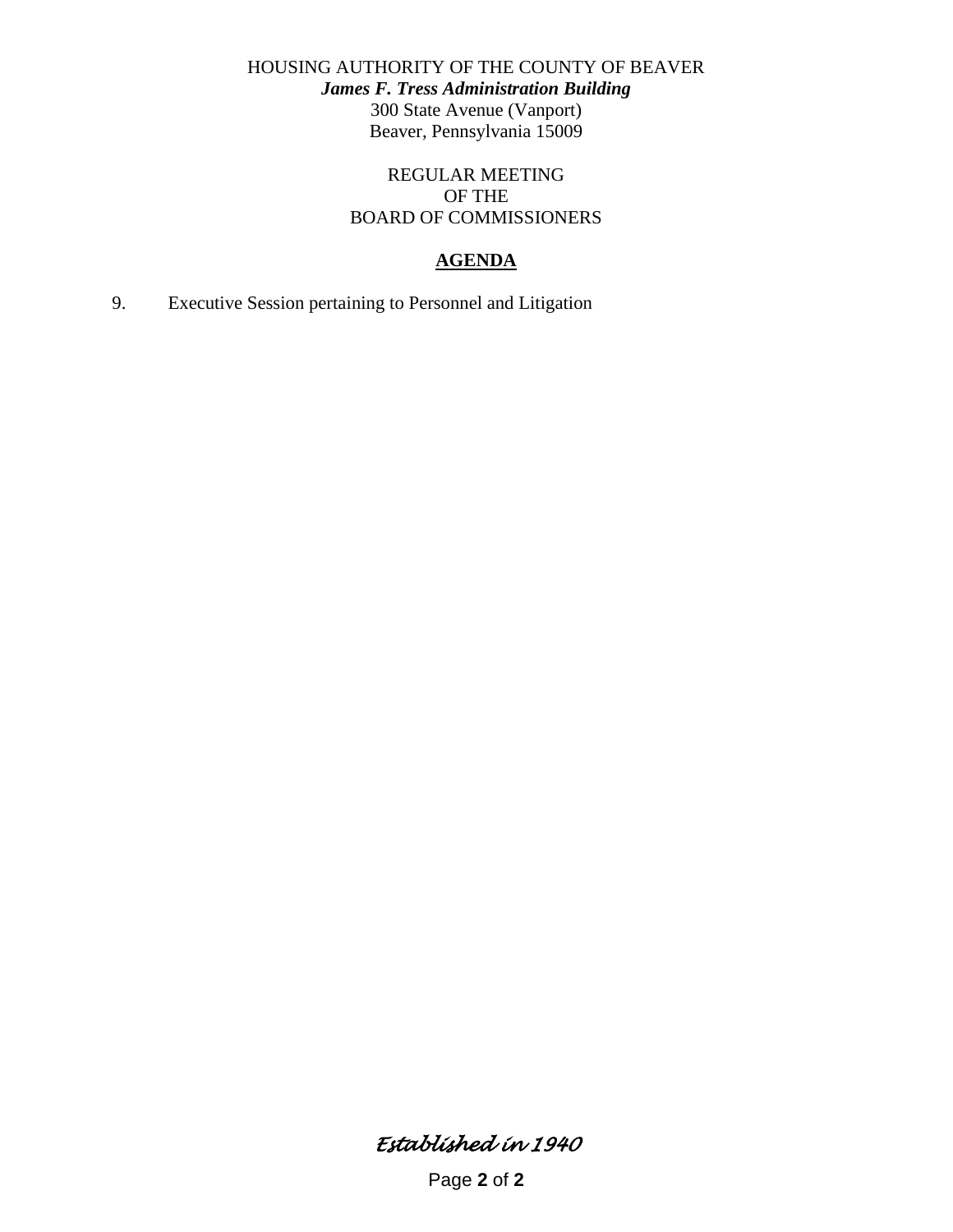HOUSING AUTHORITY OF THE COUNTY OF BEAVER
***James F. Tress Administration Building***
300 State Avenue (Vanport)
Beaver, Pennsylvania 15009

REGULAR MEETING
OF THE
BOARD OF COMMISSIONERS

## AGENDA

9. Executive Session pertaining to Personnel and Litigation

*Established in 1940*